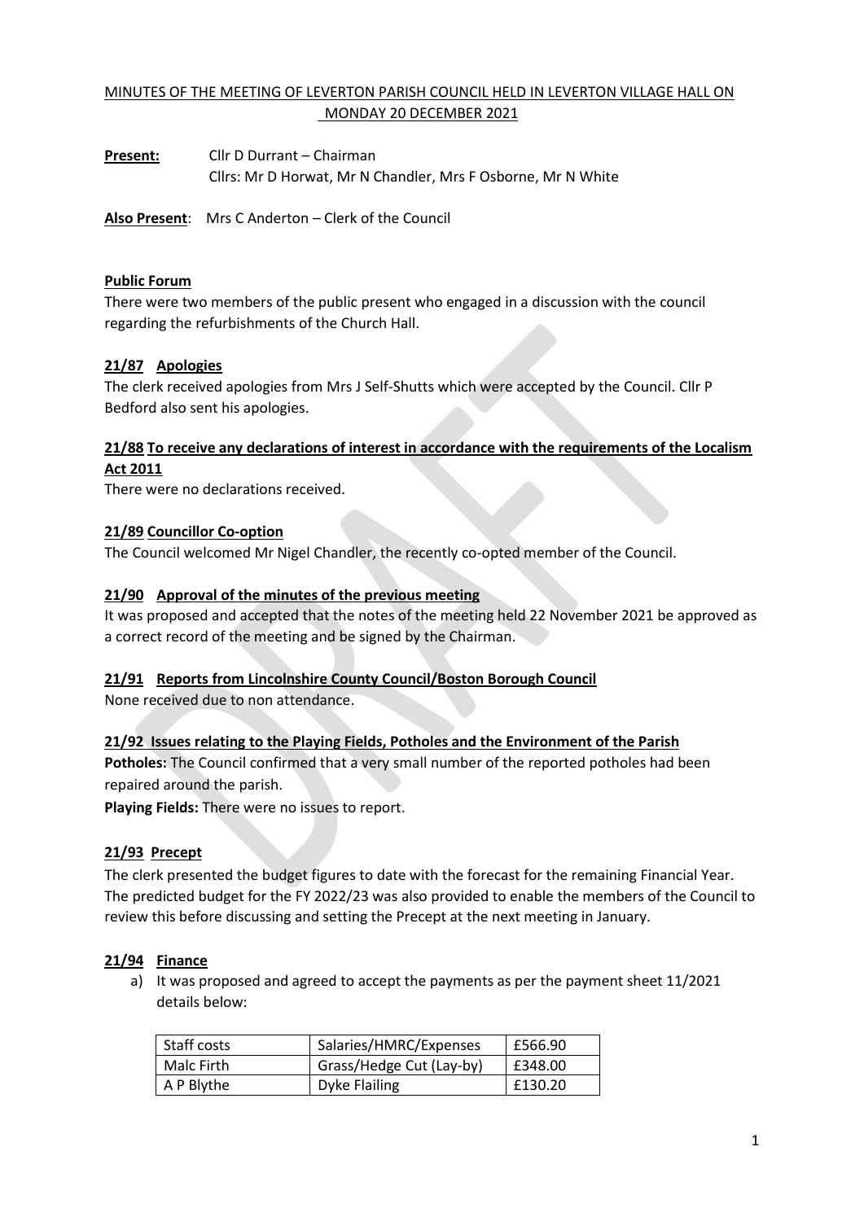# MINUTES OF THE MEETING OF LEVERTON PARISH COUNCIL HELD IN LEVERTON VILLAGE HALL ON MONDAY 20 DECEMBER 2021

**Present:** Cllr D Durrant – Chairman
Cllrs: Mr D Horwat, Mr N Chandler, Mrs F Osborne, Mr N White

**Also Present**: Mrs C Anderton – Clerk of the Council

## Public Forum

There were two members of the public present who engaged in a discussion with the council regarding the refurbishments of the Church Hall.

## 21/87 Apologies

The clerk received apologies from Mrs J Self-Shutts which were accepted by the Council. Cllr P Bedford also sent his apologies.

## 21/88 To receive any declarations of interest in accordance with the requirements of the Localism Act 2011

There were no declarations received.

## 21/89 Councillor Co-option

The Council welcomed Mr Nigel Chandler, the recently co-opted member of the Council.

## 21/90 Approval of the minutes of the previous meeting

It was proposed and accepted that the notes of the meeting held 22 November 2021 be approved as a correct record of the meeting and be signed by the Chairman.

## 21/91 Reports from Lincolnshire County Council/Boston Borough Council

None received due to non attendance.

## 21/92 Issues relating to the Playing Fields, Potholes and the Environment of the Parish

**Potholes:** The Council confirmed that a very small number of the reported potholes had been repaired around the parish.

**Playing Fields:** There were no issues to report.

## 21/93 Precept

The clerk presented the budget figures to date with the forecast for the remaining Financial Year. The predicted budget for the FY 2022/23 was also provided to enable the members of the Council to review this before discussing and setting the Precept at the next meeting in January.

## 21/94 Finance

a) It was proposed and agreed to accept the payments as per the payment sheet 11/2021 details below:

| Staff costs | Salaries/HMRC/Expenses | £566.90 |
|---|---|---|
| Malc Firth | Grass/Hedge Cut (Lay-by) | £348.00 |
| A P Blythe | Dyke Flailing | £130.20 |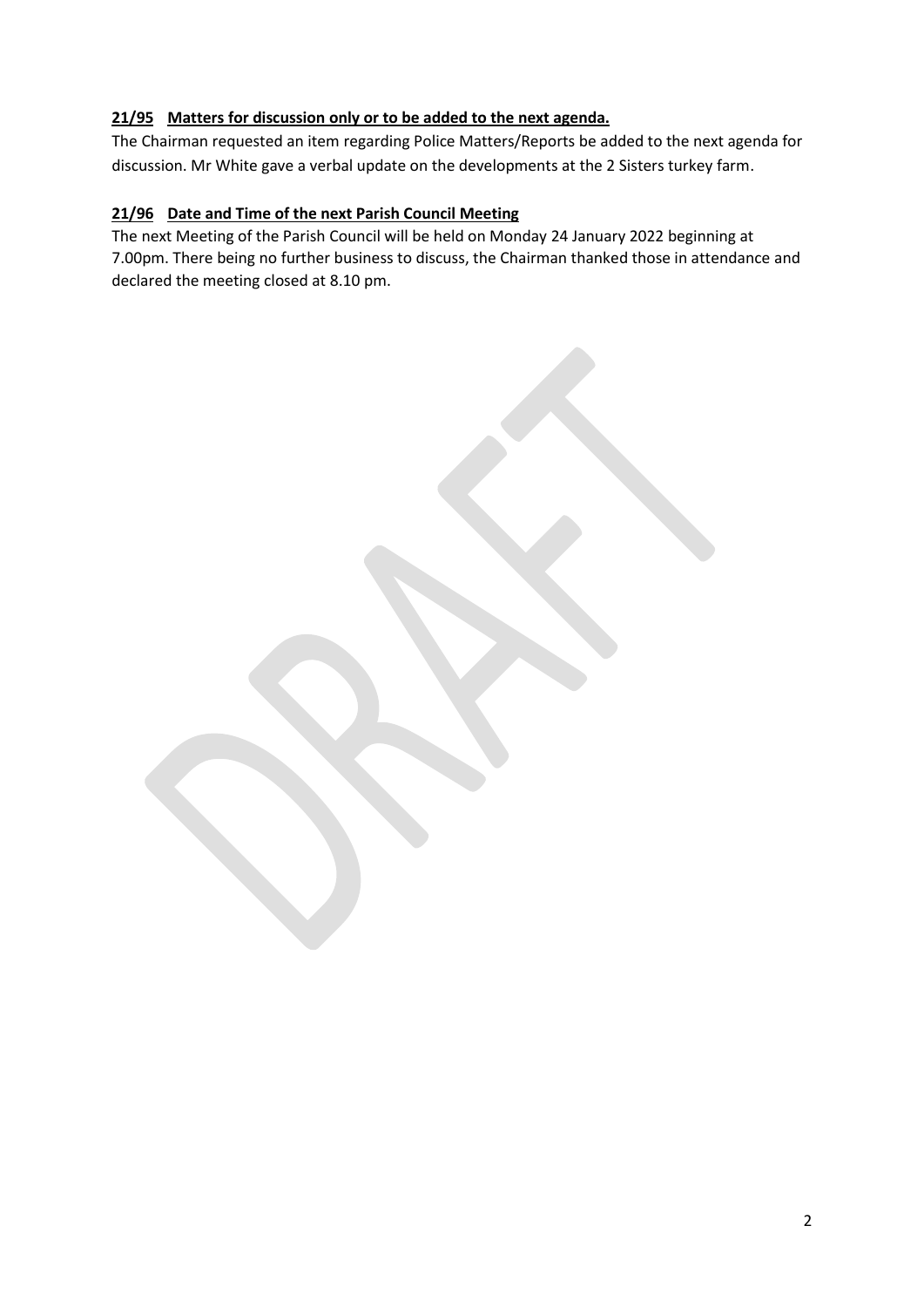**21/95 Matters for discussion only or to be added to the next agenda.**

The Chairman requested an item regarding Police Matters/Reports be added to the next agenda for discussion. Mr White gave a verbal update on the developments at the 2 Sisters turkey farm.

**21/96 Date and Time of the next Parish Council Meeting**

The next Meeting of the Parish Council will be held on Monday 24 January 2022 beginning at 7.00pm. There being no further business to discuss, the Chairman thanked those in attendance and declared the meeting closed at 8.10 pm.

DRAFT